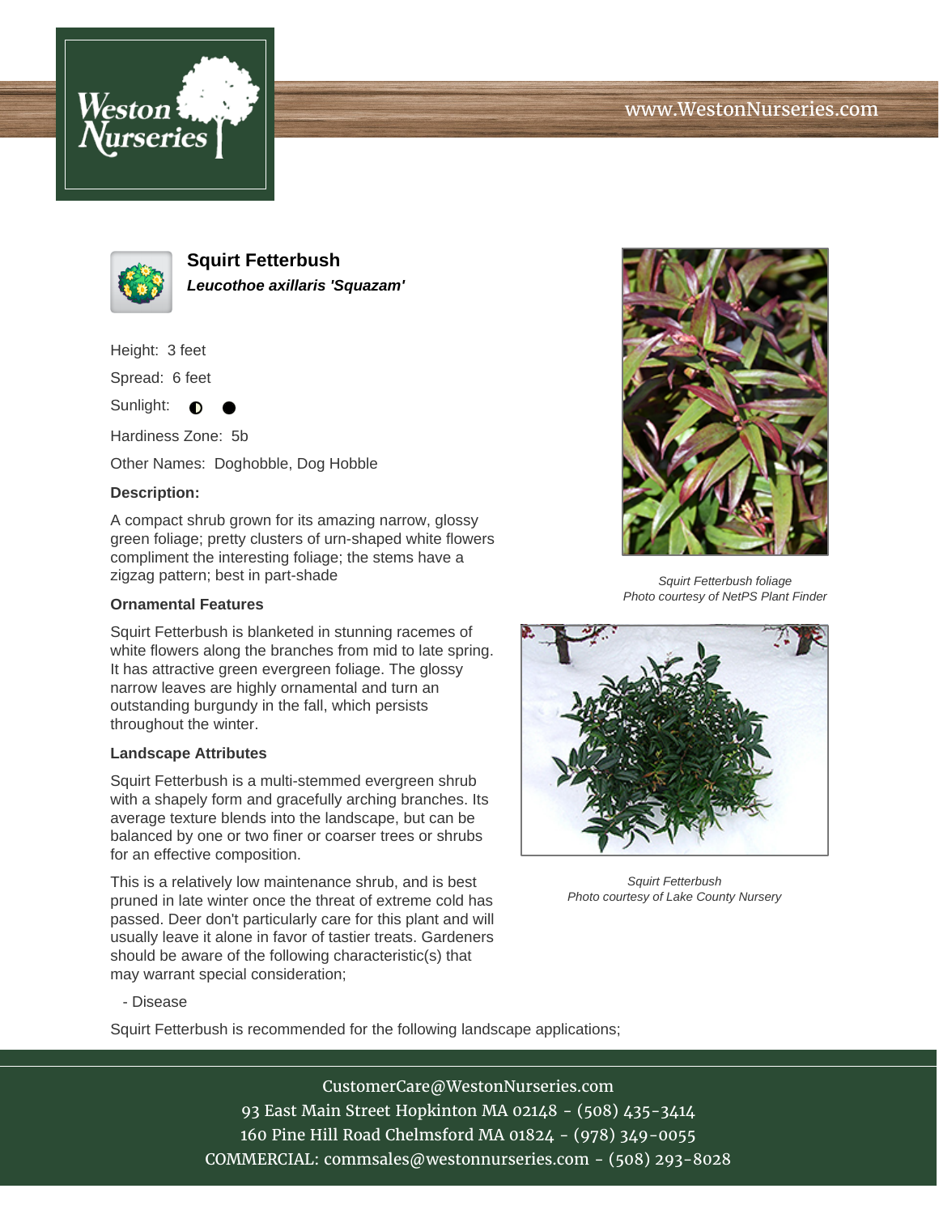# Squirt Fetterbush

***Leucothoe axillaris 'Squazam'***

Height: 3 feet

Spread: 6 feet

Sunlight: ◐ ●

Hardiness Zone: 5b

Other Names: Doghobble, Dog Hobble

**Description:**

A compact shrub grown for its amazing narrow, glossy green foliage; pretty clusters of urn-shaped white flowers compliment the interesting foliage; the stems have a zigzag pattern; best in part-shade

*Squirt Fetterbush foliage*
*Photo courtesy of NetPS Plant Finder*

**Ornamental Features**

Squirt Fetterbush is blanketed in stunning racemes of white flowers along the branches from mid to late spring. It has attractive green evergreen foliage. The glossy narrow leaves are highly ornamental and turn an outstanding burgundy in the fall, which persists throughout the winter.

**Landscape Attributes**

Squirt Fetterbush is a multi-stemmed evergreen shrub with a shapely form and gracefully arching branches. Its average texture blends into the landscape, but can be balanced by one or two finer or coarser trees or shrubs for an effective composition.

This is a relatively low maintenance shrub, and is best pruned in late winter once the threat of extreme cold has passed. Deer don't particularly care for this plant and will usually leave it alone in favor of tastier treats. Gardeners should be aware of the following characteristic(s) that may warrant special consideration;

- Disease

*Squirt Fetterbush*
*Photo courtesy of Lake County Nursery*

Squirt Fetterbush is recommended for the following landscape applications;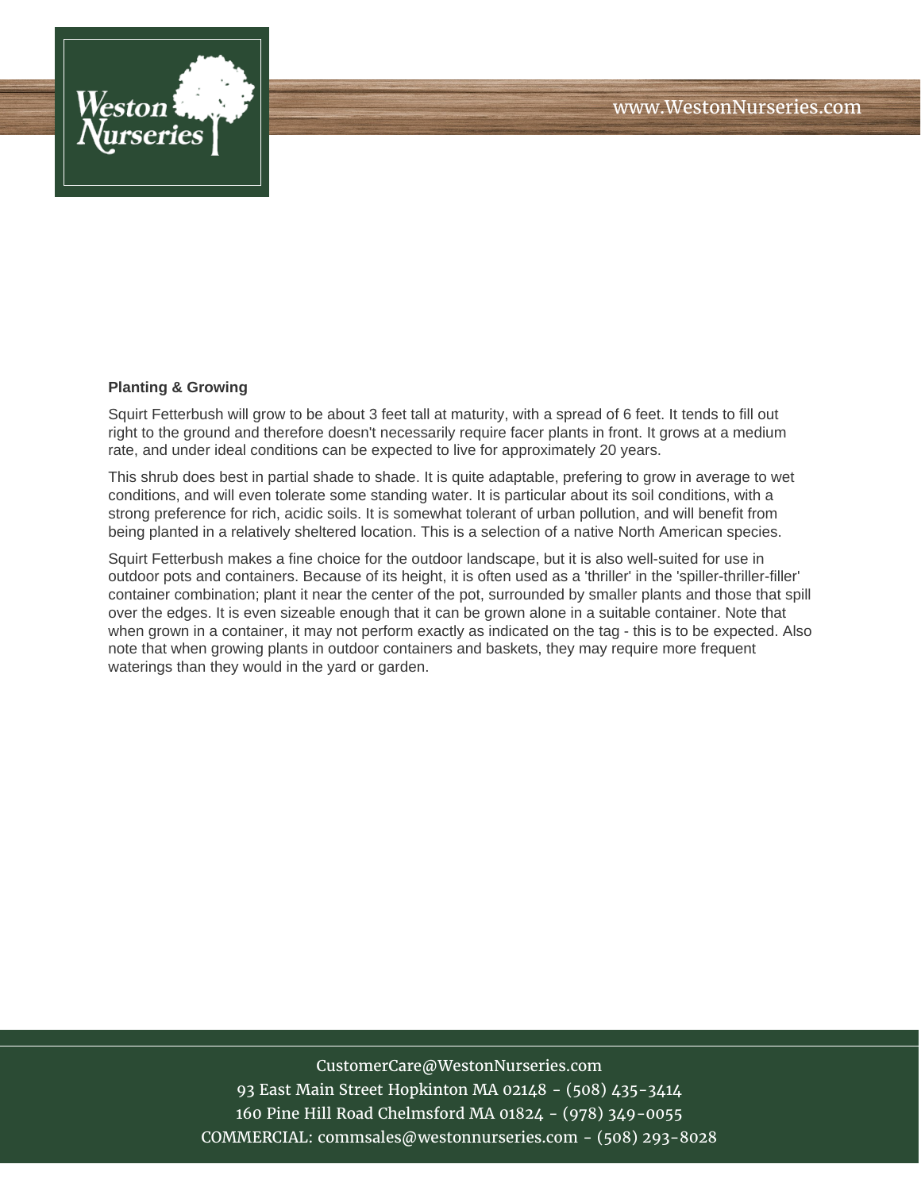**Planting & Growing**

Squirt Fetterbush will grow to be about 3 feet tall at maturity, with a spread of 6 feet. It tends to fill out right to the ground and therefore doesn't necessarily require facer plants in front. It grows at a medium rate, and under ideal conditions can be expected to live for approximately 20 years.

This shrub does best in partial shade to shade. It is quite adaptable, prefering to grow in average to wet conditions, and will even tolerate some standing water. It is particular about its soil conditions, with a strong preference for rich, acidic soils. It is somewhat tolerant of urban pollution, and will benefit from being planted in a relatively sheltered location. This is a selection of a native North American species.

Squirt Fetterbush makes a fine choice for the outdoor landscape, but it is also well-suited for use in outdoor pots and containers. Because of its height, it is often used as a 'thriller' in the 'spiller-thriller-filler' container combination; plant it near the center of the pot, surrounded by smaller plants and those that spill over the edges. It is even sizeable enough that it can be grown alone in a suitable container. Note that when grown in a container, it may not perform exactly as indicated on the tag - this is to be expected. Also note that when growing plants in outdoor containers and baskets, they may require more frequent waterings than they would in the yard or garden.